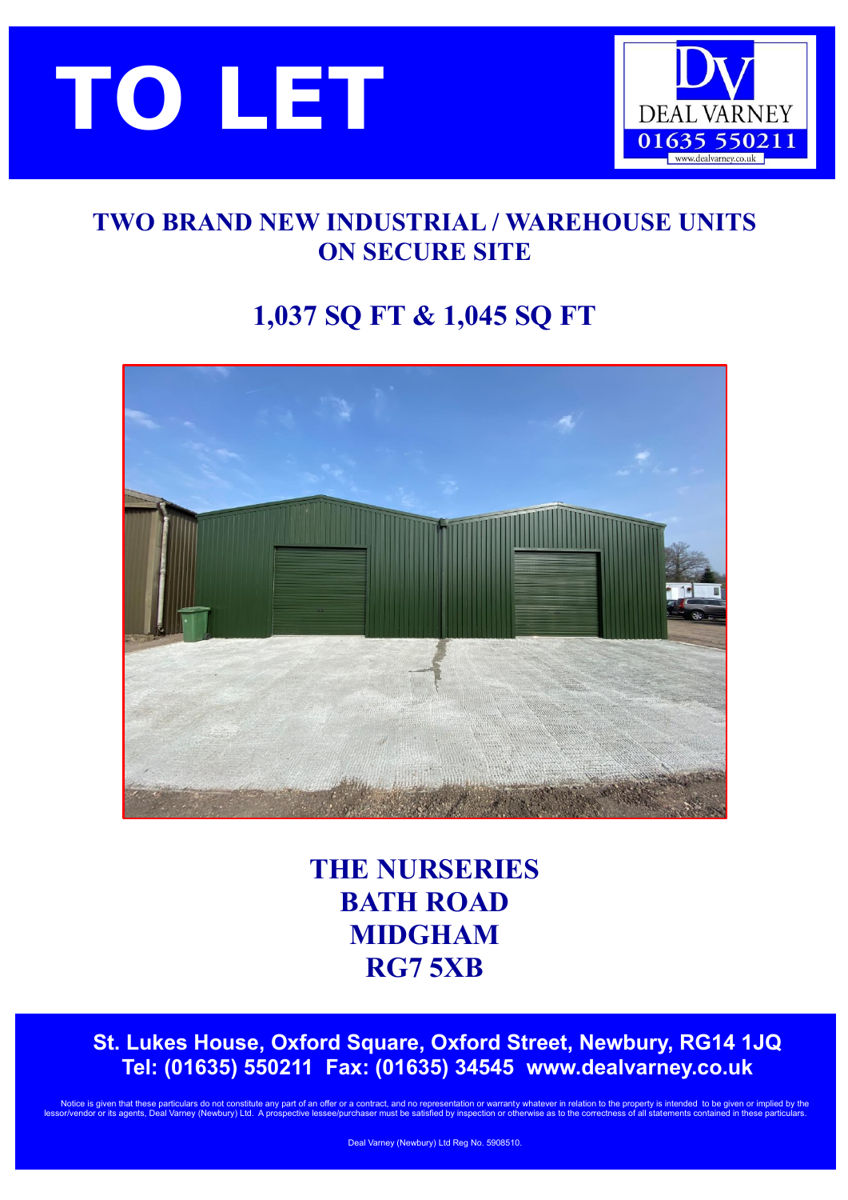# TO LET

DEAL VARNEY
01635 550211
www.dealvarney.co.uk

## TWO BRAND NEW INDUSTRIAL / WAREHOUSE UNITS ON SECURE SITE

## 1,037 SQ FT & 1,045 SQ FT

## THE NURSERIES
## BATH ROAD
## MIDGHAM
## RG7 5XB

**St. Lukes House, Oxford Square, Oxford Street, Newbury, RG14 1JQ**
**Tel: (01635) 550211 Fax: (01635) 34545 www.dealvarney.co.uk**

Notice is given that these particulars do not constitute any part of an offer or a contract, and no representation or warranty whatever in relation to the property is intended to be given or implied by the lessor/vendor or its agents, Deal Varney (Newbury) Ltd. A prospective lessee/purchaser must be satisfied by inspection or otherwise as to the correctness of all statements contained in these particulars.

Deal Varney (Newbury) Ltd Reg No. 5908510.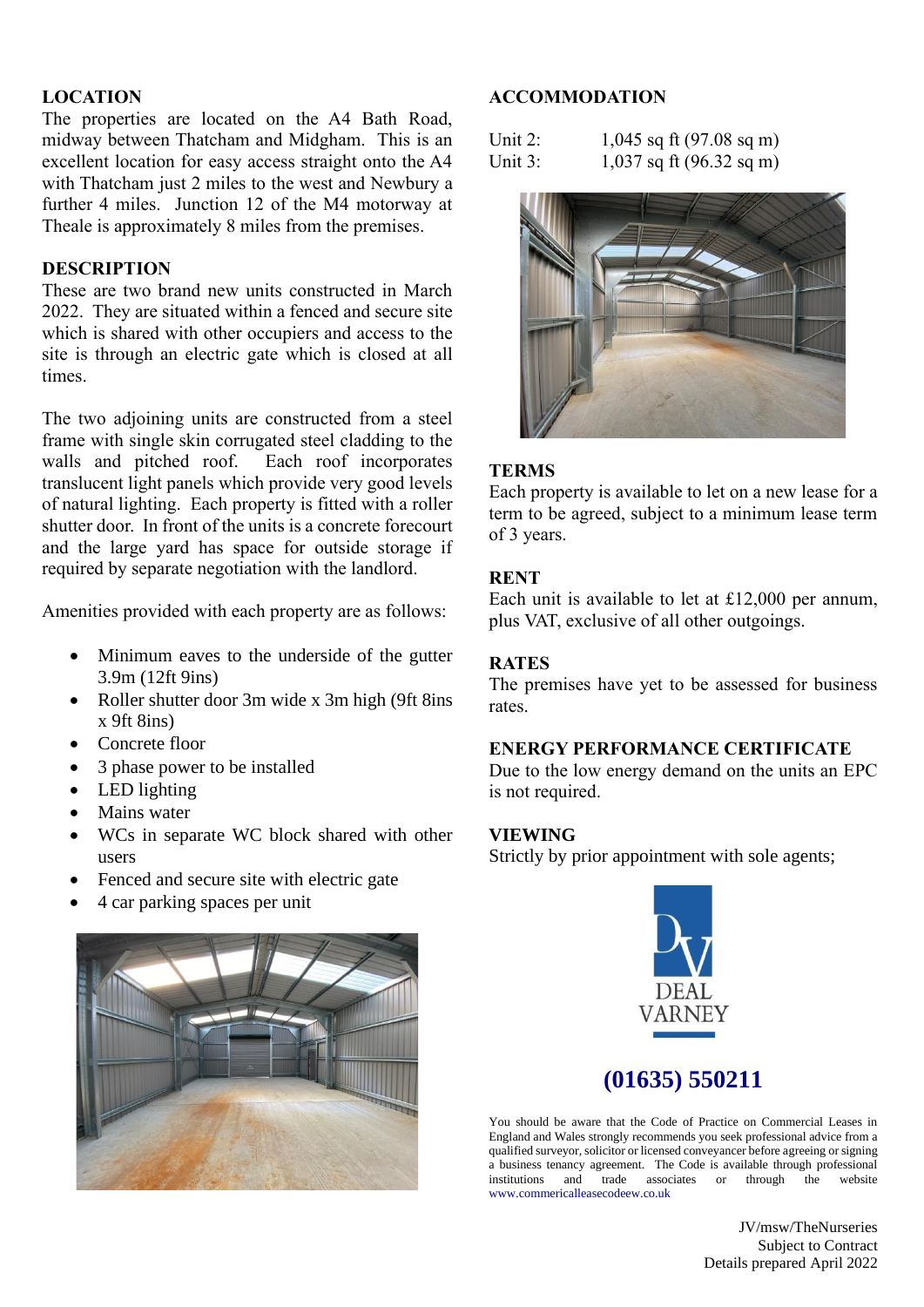## LOCATION

The properties are located on the A4 Bath Road, midway between Thatcham and Midgham. This is an excellent location for easy access straight onto the A4 with Thatcham just 2 miles to the west and Newbury a further 4 miles. Junction 12 of the M4 motorway at Theale is approximately 8 miles from the premises.

## DESCRIPTION

These are two brand new units constructed in March 2022. They are situated within a fenced and secure site which is shared with other occupiers and access to the site is through an electric gate which is closed at all times.

The two adjoining units are constructed from a steel frame with single skin corrugated steel cladding to the walls and pitched roof. Each roof incorporates translucent light panels which provide very good levels of natural lighting. Each property is fitted with a roller shutter door. In front of the units is a concrete forecourt and the large yard has space for outside storage if required by separate negotiation with the landlord.

Amenities provided with each property are as follows:

- Minimum eaves to the underside of the gutter 3.9m (12ft 9ins)
- Roller shutter door 3m wide x 3m high (9ft 8ins x 9ft 8ins)
- Concrete floor
- 3 phase power to be installed
- LED lighting
- Mains water
- WCs in separate WC block shared with other users
- Fenced and secure site with electric gate
- 4 car parking spaces per unit

## ACCOMMODATION

| | |
|---|---|
| Unit 2: | 1,045 sq ft (97.08 sq m) |
| Unit 3: | 1,037 sq ft (96.32 sq m) |

## TERMS

Each property is available to let on a new lease for a term to be agreed, subject to a minimum lease term of 3 years.

## RENT

Each unit is available to let at £12,000 per annum, plus VAT, exclusive of all other outgoings.

## RATES

The premises have yet to be assessed for business rates.

## ENERGY PERFORMANCE CERTIFICATE

Due to the low energy demand on the units an EPC is not required.

## VIEWING

Strictly by prior appointment with sole agents;

DEAL VARNEY

**(01635) 550211**

You should be aware that the Code of Practice on Commercial Leases in England and Wales strongly recommends you seek professional advice from a qualified surveyor, solicitor or licensed conveyancer before agreeing or signing a business tenancy agreement. The Code is available through professional institutions and trade associates or through the website www.commericalleasecodeew.co.uk

JV/msw/TheNurseries
Subject to Contract
Details prepared April 2022